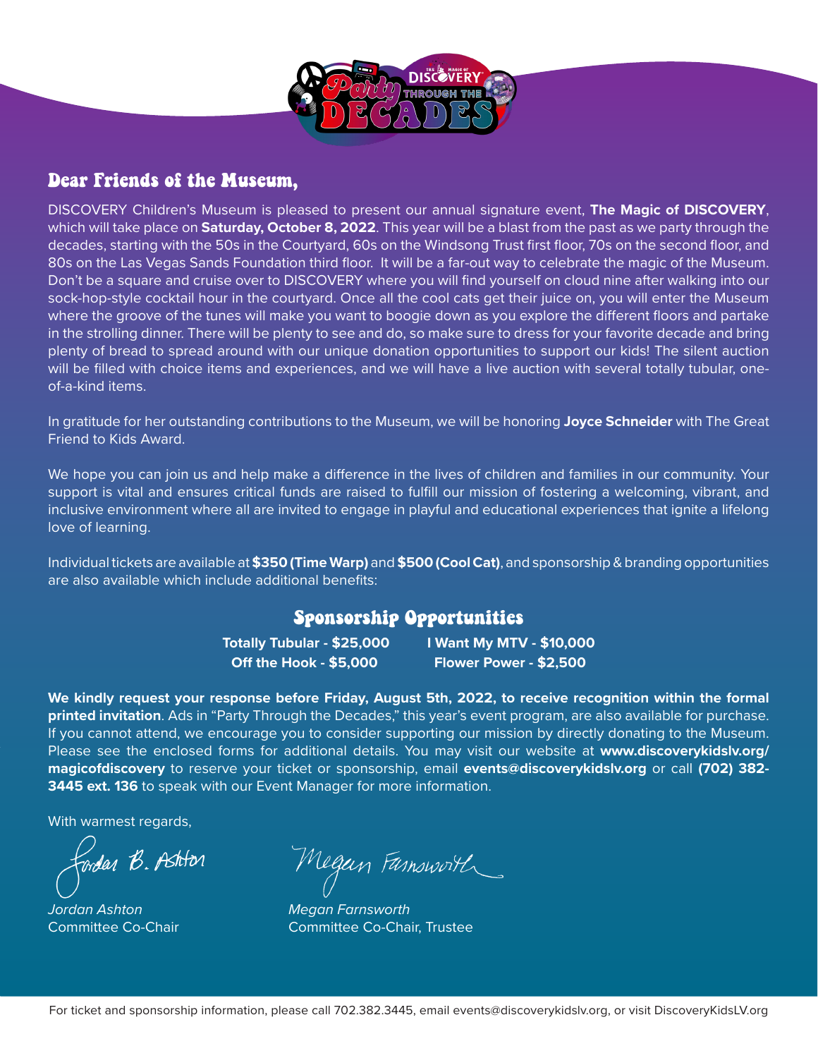## Dear Friends of the Museum,

DISCOVERY Children's Museum is pleased to present our annual signature event, **The Magic of DISCOVERY**, which will take place on **Saturday, October 8, 2022**. This year will be a blast from the past as we party through the decades, starting with the 50s in the Courtyard, 60s on the Windsong Trust first floor, 70s on the second floor, and 80s on the Las Vegas Sands Foundation third floor. It will be a far-out way to celebrate the magic of the Museum. Don't be a square and cruise over to DISCOVERY where you will find yourself on cloud nine after walking into our sock-hop-style cocktail hour in the courtyard. Once all the cool cats get their juice on, you will enter the Museum where the groove of the tunes will make you want to boogie down as you explore the different floors and partake in the strolling dinner. There will be plenty to see and do, so make sure to dress for your favorite decade and bring plenty of bread to spread around with our unique donation opportunities to support our kids! The silent auction will be filled with choice items and experiences, and we will have a live auction with several totally tubular, one-of-a-kind items.

In gratitude for her outstanding contributions to the Museum, we will be honoring **Joyce Schneider** with The Great Friend to Kids Award.

We hope you can join us and help make a difference in the lives of children and families in our community. Your support is vital and ensures critical funds are raised to fulfill our mission of fostering a welcoming, vibrant, and inclusive environment where all are invited to engage in playful and educational experiences that ignite a lifelong love of learning.

Individual tickets are available at **$350 (Time Warp)** and **$500 (Cool Cat)**, and sponsorship & branding opportunities are also available which include additional benefits:

## Sponsorship Opportunities

**Totally Tubular - $25,000**
**I Want My MTV - $10,000**
**Off the Hook - $5,000**
**Flower Power - $2,500**

**We kindly request your response before Friday, August 5th, 2022, to receive recognition within the formal printed invitation**. Ads in "Party Through the Decades," this year's event program, are also available for purchase. If you cannot attend, we encourage you to consider supporting our mission by directly donating to the Museum. Please see the enclosed forms for additional details. You may visit our website at **www.discoverykidslv.org/magicofdiscovery** to reserve your ticket or sponsorship, email **events@discoverykidslv.org** or call **(702) 382-3445 ext. 136** to speak with our Event Manager for more information.

With warmest regards,

*Jordan Ashton*
Committee Co-Chair

*Megan Farnsworth*
Committee Co-Chair, Trustee

For ticket and sponsorship information, please call 702.382.3445, email events@discoverykidslv.org, or visit DiscoveryKidsLV.org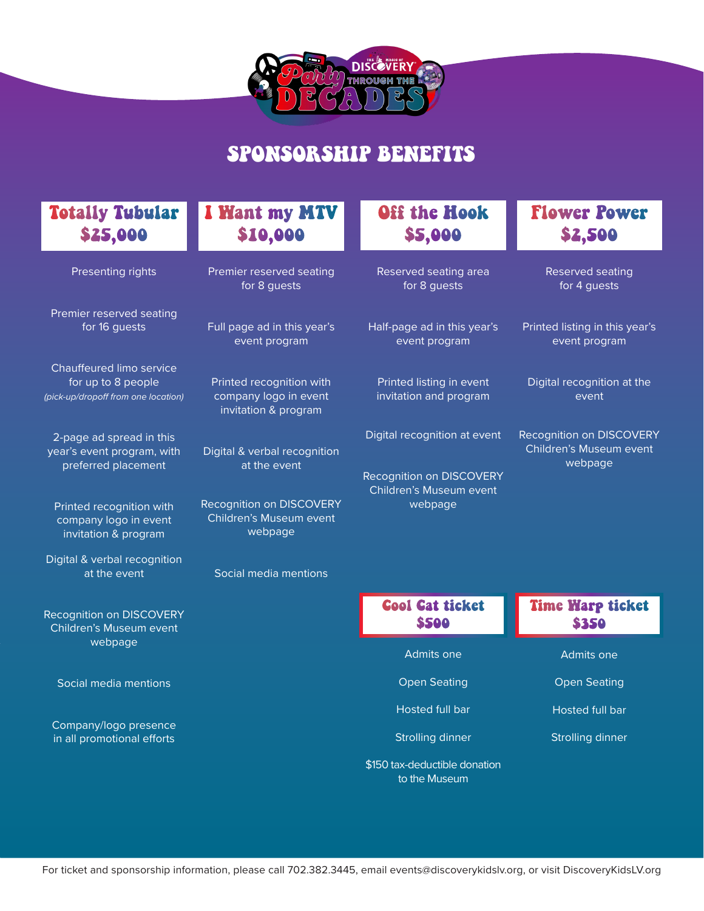# The Magic of DISCOVERY Party Through the Decades

## SPONSORSHIP BENEFITS

### Totally Tubular $25,000

- Presenting rights
- Premier reserved seating for 16 guests
- Chauffeured limo service for up to 8 people *(pick-up/dropoff from one location)*
- 2-page ad spread in this year's event program, with preferred placement
- Printed recognition with company logo in event invitation & program
- Digital & verbal recognition at the event
- Recognition on DISCOVERY Children's Museum event webpage
- Social media mentions
- Company/logo presence in all promotional efforts

### I Want my MTV $10,000

- Premier reserved seating for 8 guests
- Full page ad in this year's event program
- Printed recognition with company logo in event invitation & program
- Digital & verbal recognition at the event
- Recognition on DISCOVERY Children's Museum event webpage
- Social media mentions

### Off the Hook $5,000

- Reserved seating area for 8 guests
- Half-page ad in this year's event program
- Printed listing in event invitation and program
- Digital recognition at event
- Recognition on DISCOVERY Children's Museum event webpage

### Flower Power $2,500

- Reserved seating for 4 guests
- Printed listing in this year's event program
- Digital recognition at the event
- Recognition on DISCOVERY Children's Museum event webpage

### Cool Cat ticket $500

- Admits one
- Open Seating
- Hosted full bar
- Strolling dinner
- $150 tax-deductible donation to the Museum

### Time Warp ticket $350

- Admits one
- Open Seating
- Hosted full bar
- Strolling dinner

For ticket and sponsorship information, please call 702.382.3445, email events@discoverykidslv.org, or visit DiscoveryKidsLV.org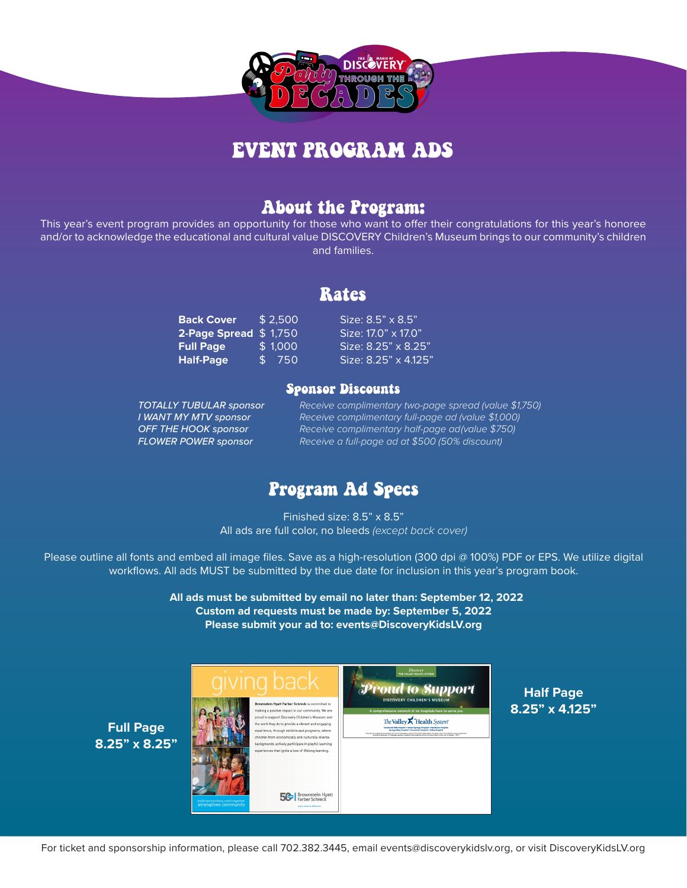# EVENT PROGRAM ADS

## About the Program:

This year's event program provides an opportunity for those who want to offer their congratulations for this year's honoree and/or to acknowledge the educational and cultural value DISCOVERY Children's Museum brings to our community's children and families.

## Rates

| | | |
|---|---|---|
| **Back Cover** | $ 2,500 | Size: 8.5" x 8.5" |
| **2-Page Spread** | $ 1,750 | Size: 17.0" x 17.0" |
| **Full Page** | $ 1,000 | Size: 8.25" x 8.25" |
| **Half-Page** | $ 750 | Size: 8.25" x 4.125" |

### Sponsor Discounts

| | |
|---|---|
| *TOTALLY TUBULAR sponsor* | *Receive complimentary two-page spread (value $1,750)* |
| *I WANT MY MTV sponsor* | *Receive complimentary full-page ad (value $1,000)* |
| *OFF THE HOOK sponsor* | *Receive complimentary half-page ad(value $750)* |
| *FLOWER POWER sponsor* | *Receive a full-page ad at $500 (50% discount)* |

## Program Ad Specs

Finished size: 8.5" x 8.5"
All ads are full color, no bleeds *(except back cover)*

Please outline all fonts and embed all image files. Save as a high-resolution (300 dpi @ 100%) PDF or EPS. We utilize digital workflows. All ads MUST be submitted by the due date for inclusion in this year's program book.

**All ads must be submitted by email no later than: September 12, 2022**
**Custom ad requests must be made by: September 5, 2022**
**Please submit your ad to: events@DiscoveryKidsLV.org**

**Full Page 8.25" x 8.25"**

**Half Page 8.25" x 4.125"**

For ticket and sponsorship information, please call 702.382.3445, email events@discoverykidslv.org, or visit DiscoveryKidsLV.org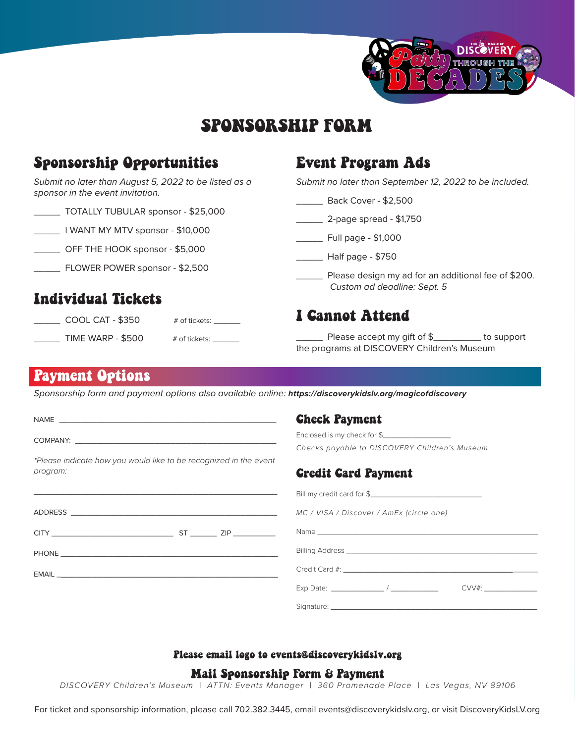# SPONSORSHIP FORM

## Sponsorship Opportunities

*Submit no later than August 5, 2022 to be listed as a sponsor in the event invitation.*

_____ TOTALLY TUBULAR sponsor - $25,000

_____ I WANT MY MTV sponsor - $10,000

_____ OFF THE HOOK sponsor - $5,000

_____ FLOWER POWER sponsor - $2,500

## Individual Tickets

_____ COOL CAT - $350 # of tickets: _____

_____ TIME WARP - $500 # of tickets: _____

## Event Program Ads

*Submit no later than September 12, 2022 to be included.*

_____ Back Cover - $2,500

_____ 2-page spread - $1,750

_____ Full page - $1,000

_____ Half page - $750

_____ Please design my ad for an additional fee of $200. *Custom ad deadline: Sept. 5*

## I Cannot Attend

_____ Please accept my gift of $_________ to support the programs at DISCOVERY Children's Museum

## Payment Options

*Sponsorship form and payment options also available online:* ***https://discoverykidslv.org/magicofdiscovery***

NAME ______________________________________________

COMPANY: ___________________________________________

*\*Please indicate how you would like to be recognized in the event program:*

____________________________________________________

ADDRESS ____________________________________________

CITY ________________________ ST ______ ZIP _________

PHONE ______________________________________________

EMAIL _______________________________________________

### Check Payment

Enclosed is my check for $_______________

*Checks payable to DISCOVERY Children's Museum*

### Credit Card Payment

Bill my credit card for $_________________________

*MC / VISA / Discover / AmEx (circle one)*

Name _______________________________________________

Billing Address _______________________________________

Credit Card #: _______________________________________

Exp Date: ___________ / ___________ CVV#: ___________

Signature: ___________________________________________

**Please email logo to events@discoverykidslv.org**

**Mail Sponsorship Form & Payment**

*DISCOVERY Children's Museum | ATTN: Events Manager | 360 Promenade Place | Las Vegas, NV 89106*

For ticket and sponsorship information, please call 702.382.3445, email events@discoverykidslv.org, or visit DiscoveryKidsLV.org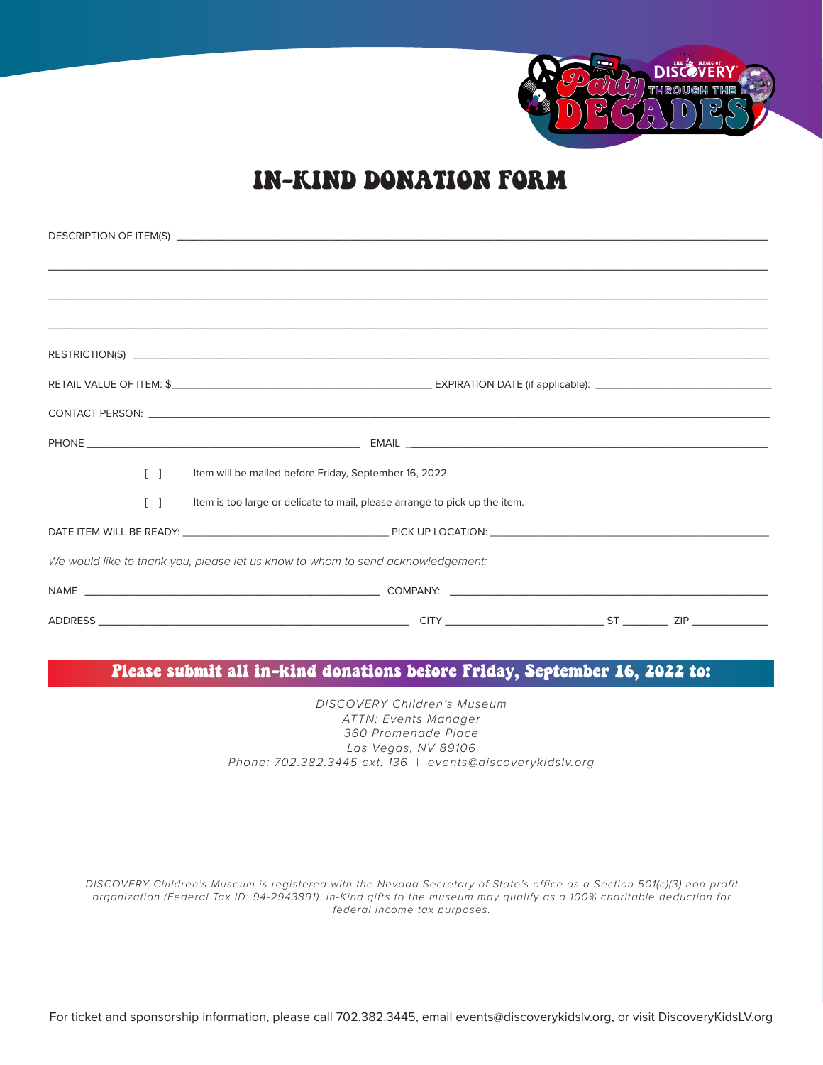THE MAGIC OF DISCOVERY Party THROUGH THE DECADES

# IN-KIND DONATION FORM

DESCRIPTION OF ITEM(S) ____________________________________________

____________________________________________

____________________________________________

____________________________________________

RESTRICTION(S) ____________________________________________

RETAIL VALUE OF ITEM: $____________________ EXPIRATION DATE (if applicable): ____________________

CONTACT PERSON: ____________________________________________

PHONE ____________________ EMAIL ____________________

[ ] Item will be mailed before Friday, September 16, 2022

[ ] Item is too large or delicate to mail, please arrange to pick up the item.

DATE ITEM WILL BE READY: ____________________ PICK UP LOCATION: ____________________

*We would like to thank you, please let us know to whom to send acknowledgement:*

NAME ____________________ COMPANY: ____________________

ADDRESS ____________________ CITY ____________________ ST ________ ZIP ____________

## Please submit all in-kind donations before Friday, September 16, 2022 to:

*DISCOVERY Children's Museum*
*ATTN: Events Manager*
*360 Promenade Place*
*Las Vegas, NV 89106*
*Phone: 702.382.3445 ext. 136 | events@discoverykidslv.org*

*DISCOVERY Children's Museum is registered with the Nevada Secretary of State's office as a Section 501(c)(3) non-profit organization (Federal Tax ID: 94-2943891). In-Kind gifts to the museum may qualify as a 100% charitable deduction for federal income tax purposes.*

For ticket and sponsorship information, please call 702.382.3445, email events@discoverykidslv.org, or visit DiscoveryKidsLV.org